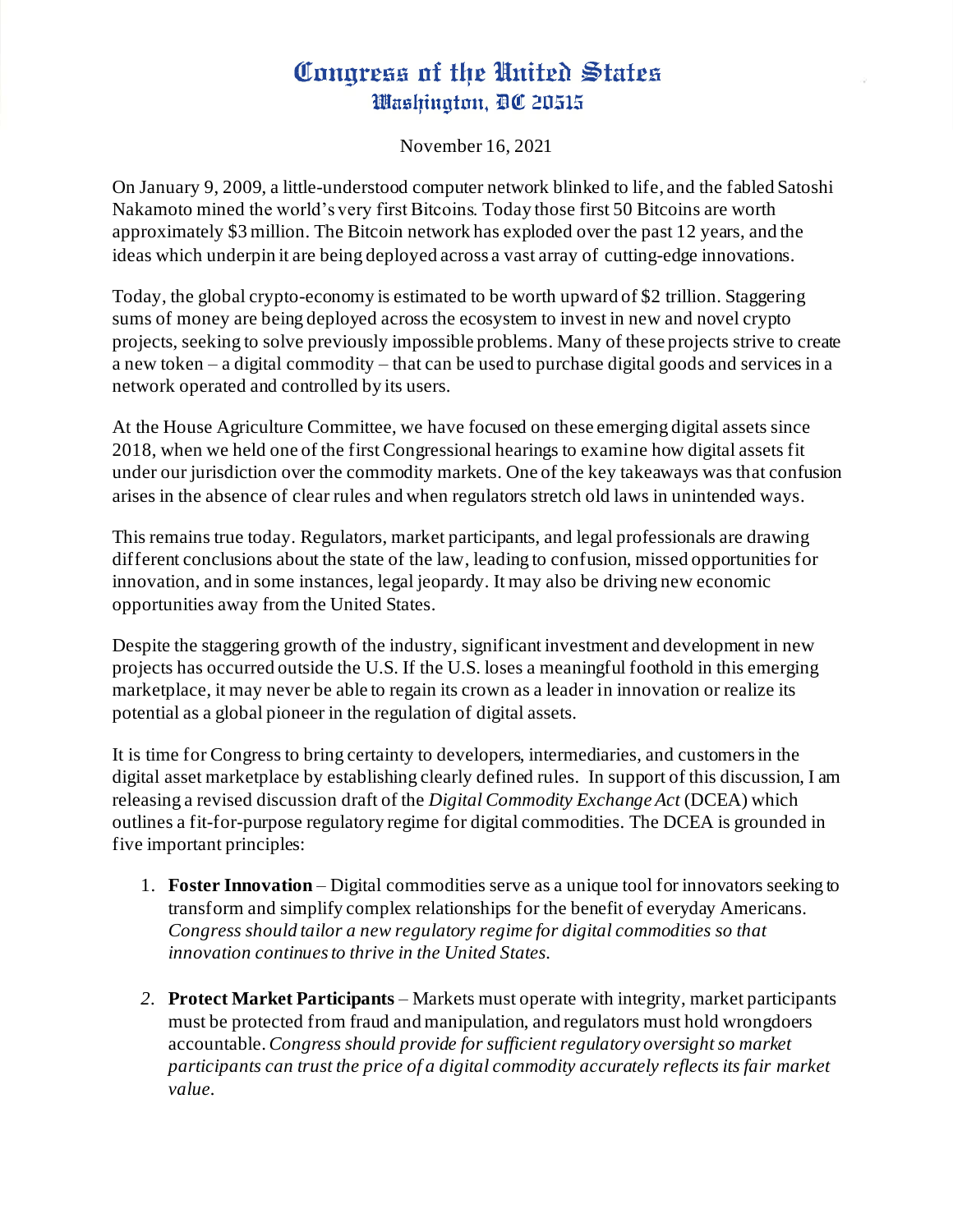# Congress of the United States
## Washington, DC 20515

November 16, 2021

On January 9, 2009, a little-understood computer network blinked to life, and the fabled Satoshi Nakamoto mined the world's very first Bitcoins. Today those first 50 Bitcoins are worth approximately $3 million. The Bitcoin network has exploded over the past 12 years, and the ideas which underpin it are being deployed across a vast array of cutting-edge innovations.

Today, the global crypto-economy is estimated to be worth upward of $2 trillion. Staggering sums of money are being deployed across the ecosystem to invest in new and novel crypto projects, seeking to solve previously impossible problems. Many of these projects strive to create a new token – a digital commodity – that can be used to purchase digital goods and services in a network operated and controlled by its users.

At the House Agriculture Committee, we have focused on these emerging digital assets since 2018, when we held one of the first Congressional hearings to examine how digital assets fit under our jurisdiction over the commodity markets. One of the key takeaways was that confusion arises in the absence of clear rules and when regulators stretch old laws in unintended ways.

This remains true today. Regulators, market participants, and legal professionals are drawing different conclusions about the state of the law, leading to confusion, missed opportunities for innovation, and in some instances, legal jeopardy. It may also be driving new economic opportunities away from the United States.

Despite the staggering growth of the industry, significant investment and development in new projects has occurred outside the U.S. If the U.S. loses a meaningful foothold in this emerging marketplace, it may never be able to regain its crown as a leader in innovation or realize its potential as a global pioneer in the regulation of digital assets.

It is time for Congress to bring certainty to developers, intermediaries, and customers in the digital asset marketplace by establishing clearly defined rules. In support of this discussion, I am releasing a revised discussion draft of the *Digital Commodity Exchange Act* (DCEA) which outlines a fit-for-purpose regulatory regime for digital commodities. The DCEA is grounded in five important principles:

1. **Foster Innovation** – Digital commodities serve as a unique tool for innovators seeking to transform and simplify complex relationships for the benefit of everyday Americans. *Congress should tailor a new regulatory regime for digital commodities so that innovation continues to thrive in the United States.*
2. **Protect Market Participants** – Markets must operate with integrity, market participants must be protected from fraud and manipulation, and regulators must hold wrongdoers accountable. *Congress should provide for sufficient regulatory oversight so market participants can trust the price of a digital commodity accurately reflects its fair market value.*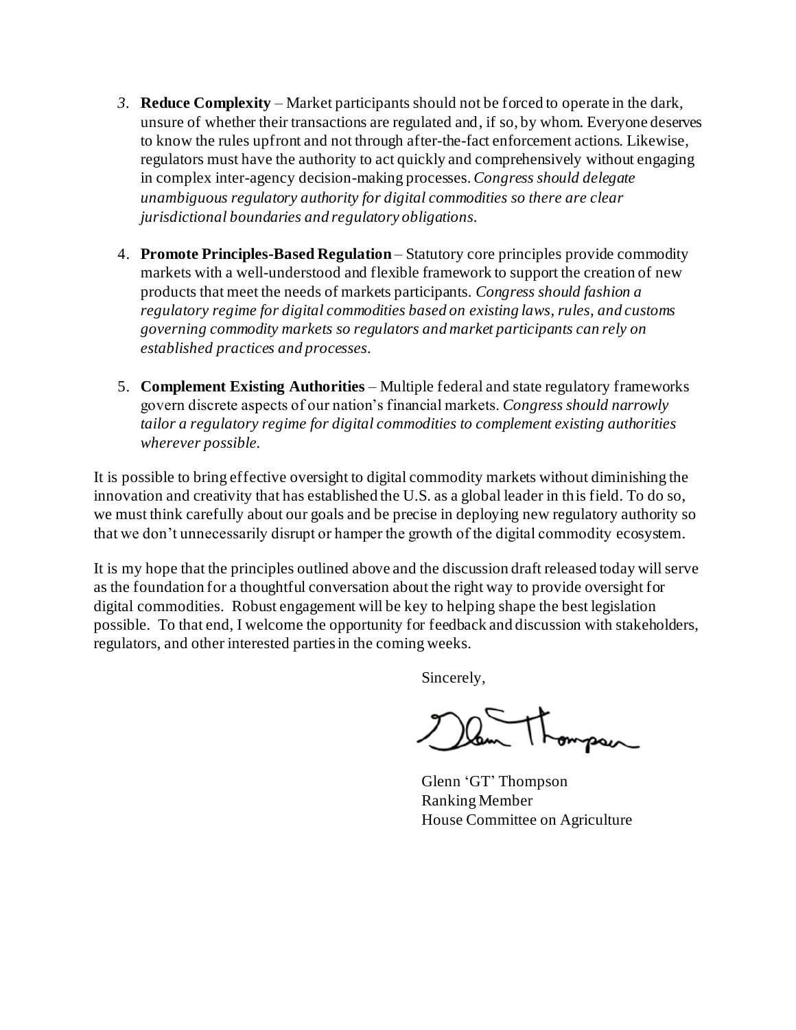3. **Reduce Complexity** – Market participants should not be forced to operate in the dark, unsure of whether their transactions are regulated and, if so, by whom. Everyone deserves to know the rules upfront and not through after-the-fact enforcement actions. Likewise, regulators must have the authority to act quickly and comprehensively without engaging in complex inter-agency decision-making processes. *Congress should delegate unambiguous regulatory authority for digital commodities so there are clear jurisdictional boundaries and regulatory obligations.*

4. **Promote Principles-Based Regulation** – Statutory core principles provide commodity markets with a well-understood and flexible framework to support the creation of new products that meet the needs of markets participants. *Congress should fashion a regulatory regime for digital commodities based on existing laws, rules, and customs governing commodity markets so regulators and market participants can rely on established practices and processes.*

5. **Complement Existing Authorities** – Multiple federal and state regulatory frameworks govern discrete aspects of our nation's financial markets. *Congress should narrowly tailor a regulatory regime for digital commodities to complement existing authorities wherever possible.*

It is possible to bring effective oversight to digital commodity markets without diminishing the innovation and creativity that has established the U.S. as a global leader in this field. To do so, we must think carefully about our goals and be precise in deploying new regulatory authority so that we don't unnecessarily disrupt or hamper the growth of the digital commodity ecosystem.

It is my hope that the principles outlined above and the discussion draft released today will serve as the foundation for a thoughtful conversation about the right way to provide oversight for digital commodities. Robust engagement will be key to helping shape the best legislation possible. To that end, I welcome the opportunity for feedback and discussion with stakeholders, regulators, and other interested parties in the coming weeks.

Sincerely,

Glenn 'GT' Thompson
Ranking Member
House Committee on Agriculture